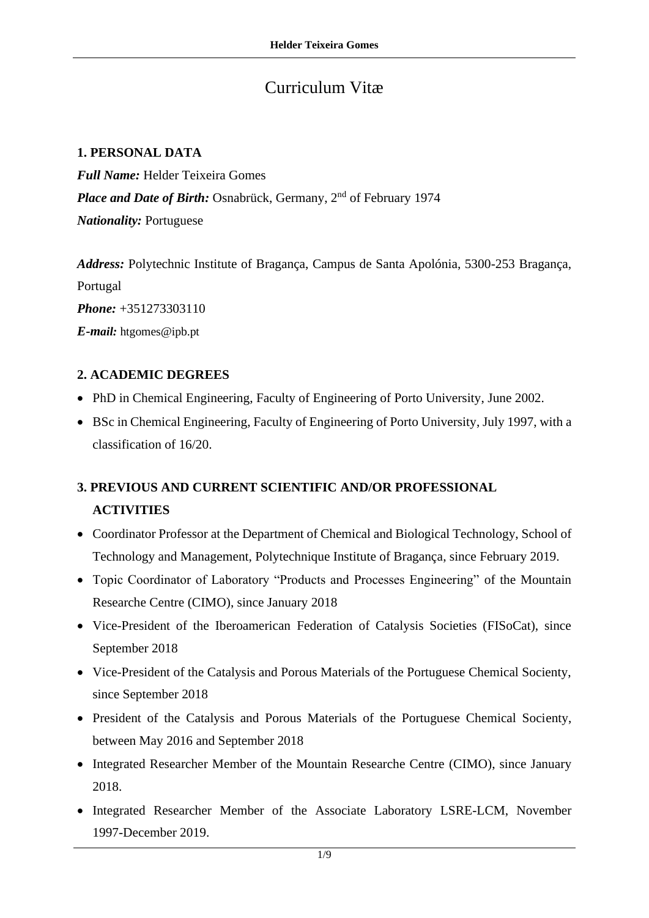# Curriculum Vitæ

## 1. PERSONAL DATA

***Full Name:*** Helder Teixeira Gomes

***Place and Date of Birth:*** Osnabrück, Germany, 2nd of February 1974

***Nationality:*** Portuguese

***Address:*** Polytechnic Institute of Bragança, Campus de Santa Apolónia, 5300-253 Bragança, Portugal

***Phone:*** +351273303110

***E-mail:*** htgomes@ipb.pt

## 2. ACADEMIC DEGREES

- PhD in Chemical Engineering, Faculty of Engineering of Porto University, June 2002.
- BSc in Chemical Engineering, Faculty of Engineering of Porto University, July 1997, with a classification of 16/20.

## 3. PREVIOUS AND CURRENT SCIENTIFIC AND/OR PROFESSIONAL ACTIVITIES

- Coordinator Professor at the Department of Chemical and Biological Technology, School of Technology and Management, Polytechnique Institute of Bragança, since February 2019.
- Topic Coordinator of Laboratory "Products and Processes Engineering" of the Mountain Researche Centre (CIMO), since January 2018
- Vice-President of the Iberoamerican Federation of Catalysis Societies (FISoCat), since September 2018
- Vice-President of the Catalysis and Porous Materials of the Portuguese Chemical Socienty, since September 2018
- President of the Catalysis and Porous Materials of the Portuguese Chemical Socienty, between May 2016 and September 2018
- Integrated Researcher Member of the Mountain Researche Centre (CIMO), since January 2018.
- Integrated Researcher Member of the Associate Laboratory LSRE-LCM, November 1997-December 2019.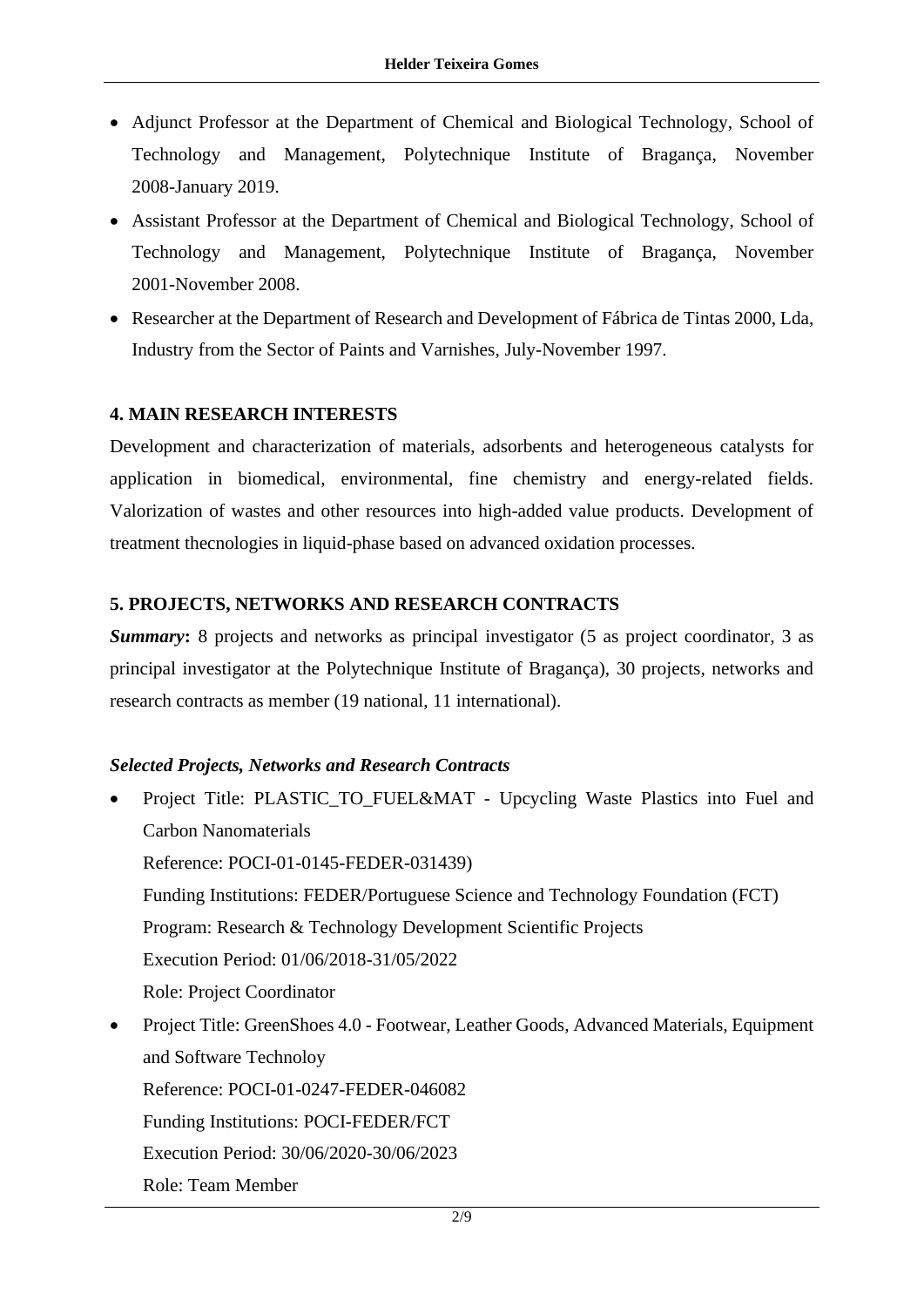- Adjunct Professor at the Department of Chemical and Biological Technology, School of Technology and Management, Polytechnique Institute of Bragança, November 2008-January 2019.
- Assistant Professor at the Department of Chemical and Biological Technology, School of Technology and Management, Polytechnique Institute of Bragança, November 2001-November 2008.
- Researcher at the Department of Research and Development of Fábrica de Tintas 2000, Lda, Industry from the Sector of Paints and Varnishes, July-November 1997.

## 4. MAIN RESEARCH INTERESTS

Development and characterization of materials, adsorbents and heterogeneous catalysts for application in biomedical, environmental, fine chemistry and energy-related fields. Valorization of wastes and other resources into high-added value products. Development of treatment thecnologies in liquid-phase based on advanced oxidation processes.

## 5. PROJECTS, NETWORKS AND RESEARCH CONTRACTS

***Summary*:** 8 projects and networks as principal investigator (5 as project coordinator, 3 as principal investigator at the Polytechnique Institute of Bragança), 30 projects, networks and research contracts as member (19 national, 11 international).

### *Selected Projects, Networks and Research Contracts*

- Project Title: PLASTIC_TO_FUEL&MAT - Upcycling Waste Plastics into Fuel and Carbon Nanomaterials
  Reference: POCI-01-0145-FEDER-031439)
  Funding Institutions: FEDER/Portuguese Science and Technology Foundation (FCT)
  Program: Research & Technology Development Scientific Projects
  Execution Period: 01/06/2018-31/05/2022
  Role: Project Coordinator
- Project Title: GreenShoes 4.0 - Footwear, Leather Goods, Advanced Materials, Equipment and Software Technoloy
  Reference: POCI-01-0247-FEDER-046082
  Funding Institutions: POCI-FEDER/FCT
  Execution Period: 30/06/2020-30/06/2023
  Role: Team Member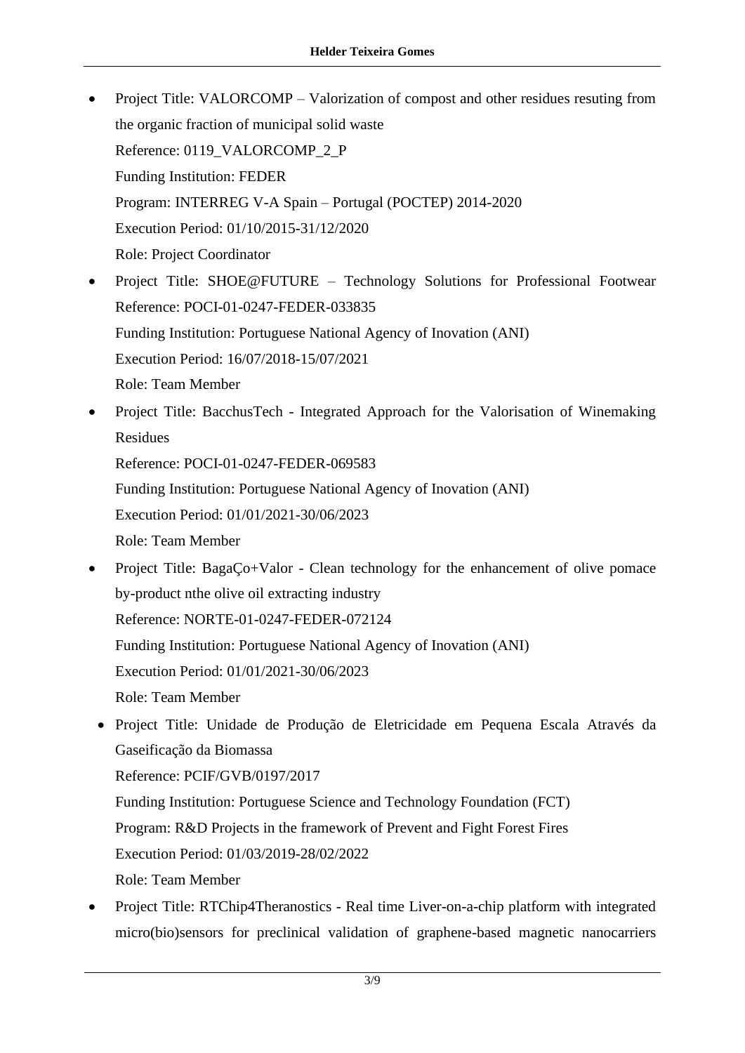- Project Title: VALORCOMP – Valorization of compost and other residues resuting from the organic fraction of municipal solid waste
  Reference: 0119_VALORCOMP_2_P
  Funding Institution: FEDER
  Program: INTERREG V-A Spain – Portugal (POCTEP) 2014-2020
  Execution Period: 01/10/2015-31/12/2020
  Role: Project Coordinator
- Project Title: SHOE@FUTURE – Technology Solutions for Professional Footwear
  Reference: POCI-01-0247-FEDER-033835
  Funding Institution: Portuguese National Agency of Inovation (ANI)
  Execution Period: 16/07/2018-15/07/2021
  Role: Team Member
- Project Title: BacchusTech - Integrated Approach for the Valorisation of Winemaking Residues
  Reference: POCI-01-0247-FEDER-069583
  Funding Institution: Portuguese National Agency of Inovation (ANI)
  Execution Period: 01/01/2021-30/06/2023
  Role: Team Member
- Project Title: BagaÇo+Valor - Clean technology for the enhancement of olive pomace by-product nthe olive oil extracting industry
  Reference: NORTE-01-0247-FEDER-072124
  Funding Institution: Portuguese National Agency of Inovation (ANI)
  Execution Period: 01/01/2021-30/06/2023
  Role: Team Member
- Project Title: Unidade de Produção de Eletricidade em Pequena Escala Através da Gaseificação da Biomassa
  Reference: PCIF/GVB/0197/2017
  Funding Institution: Portuguese Science and Technology Foundation (FCT)
  Program: R&D Projects in the framework of Prevent and Fight Forest Fires
  Execution Period: 01/03/2019-28/02/2022
  Role: Team Member
- Project Title: RTChip4Theranostics - Real time Liver-on-a-chip platform with integrated micro(bio)sensors for preclinical validation of graphene-based magnetic nanocarriers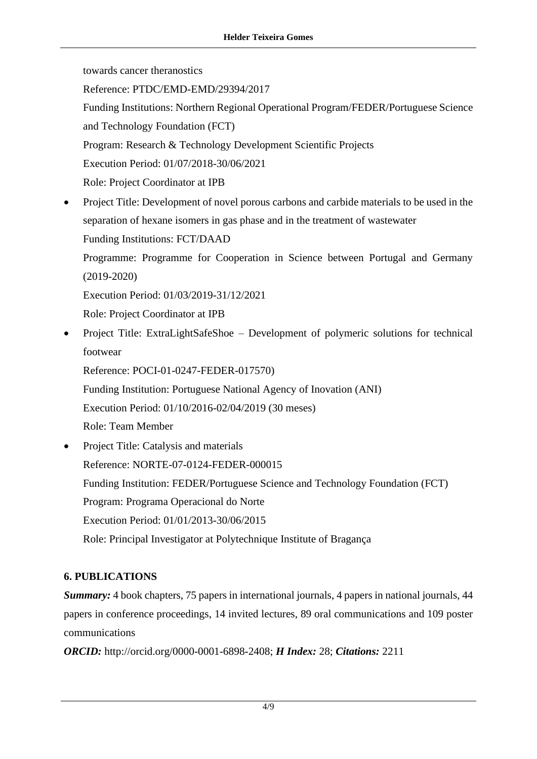towards cancer theranostics

Reference: PTDC/EMD-EMD/29394/2017

Funding Institutions: Northern Regional Operational Program/FEDER/Portuguese Science and Technology Foundation (FCT)

Program: Research & Technology Development Scientific Projects

Execution Period: 01/07/2018-30/06/2021

Role: Project Coordinator at IPB

- Project Title: Development of novel porous carbons and carbide materials to be used in the separation of hexane isomers in gas phase and in the treatment of wastewater

  Funding Institutions: FCT/DAAD

  Programme: Programme for Cooperation in Science between Portugal and Germany (2019-2020)

  Execution Period: 01/03/2019-31/12/2021

  Role: Project Coordinator at IPB

- Project Title: ExtraLightSafeShoe – Development of polymeric solutions for technical footwear

  Reference: POCI-01-0247-FEDER-017570)

  Funding Institution: Portuguese National Agency of Inovation (ANI)

  Execution Period: 01/10/2016-02/04/2019 (30 meses)

  Role: Team Member

- Project Title: Catalysis and materials

  Reference: NORTE-07-0124-FEDER-000015

  Funding Institution: FEDER/Portuguese Science and Technology Foundation (FCT)

  Program: Programa Operacional do Norte

  Execution Period: 01/01/2013-30/06/2015

  Role: Principal Investigator at Polytechnique Institute of Bragança

## 6. PUBLICATIONS

***Summary:*** 4 book chapters, 75 papers in international journals, 4 papers in national journals, 44 papers in conference proceedings, 14 invited lectures, 89 oral communications and 109 poster communications

***ORCID:*** http://orcid.org/0000-0001-6898-2408; ***H Index:*** 28; ***Citations:*** 2211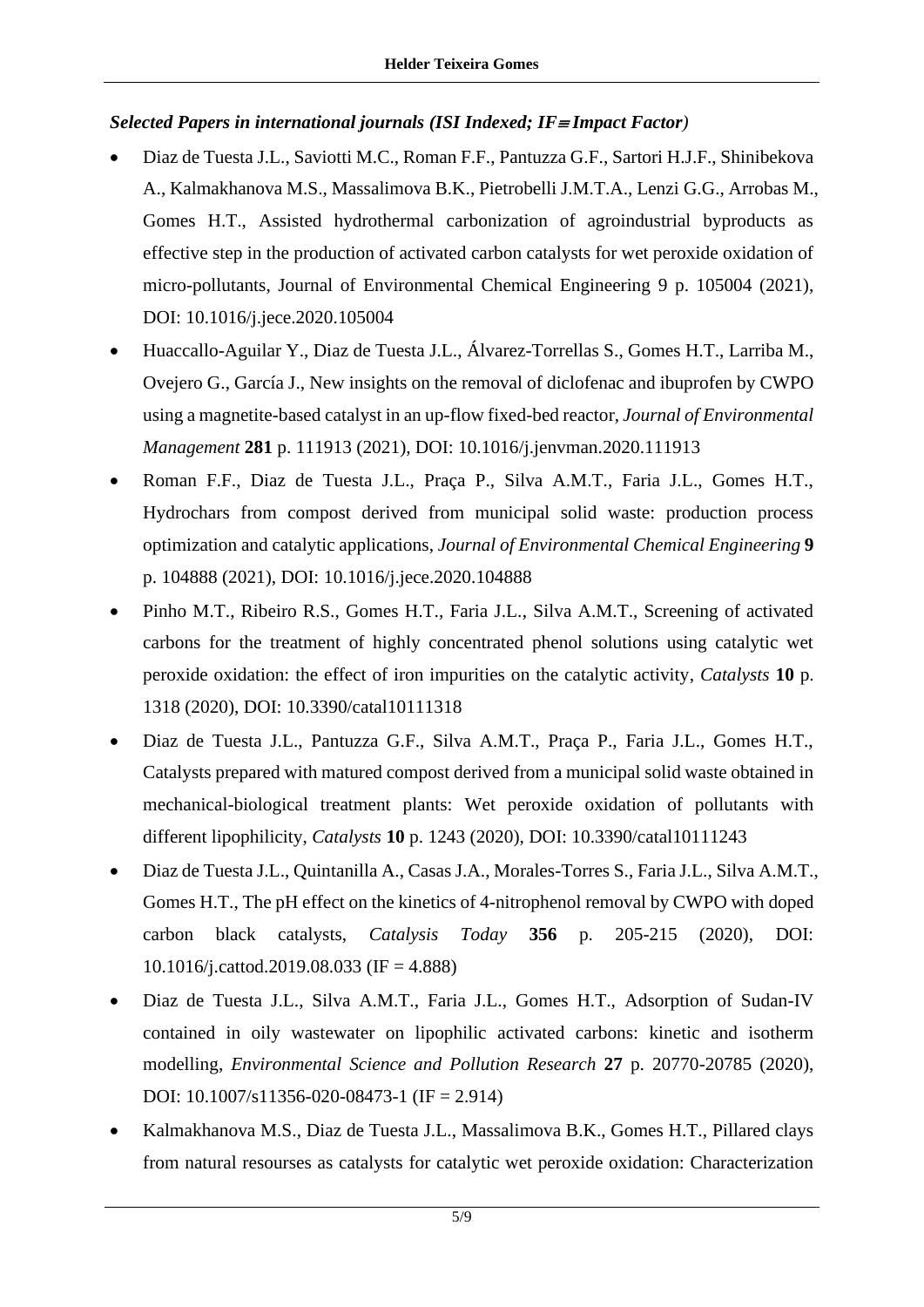***Selected Papers in international journals (ISI Indexed; IF≡Impact Factor)***

- Diaz de Tuesta J.L., Saviotti M.C., Roman F.F., Pantuzza G.F., Sartori H.J.F., Shinibekova A., Kalmakhanova M.S., Massalimova B.K., Pietrobelli J.M.T.A., Lenzi G.G., Arrobas M., Gomes H.T., Assisted hydrothermal carbonization of agroindustrial byproducts as effective step in the production of activated carbon catalysts for wet peroxide oxidation of micro-pollutants, Journal of Environmental Chemical Engineering 9 p. 105004 (2021), DOI: 10.1016/j.jece.2020.105004
- Huaccallo-Aguilar Y., Diaz de Tuesta J.L., Álvarez-Torrellas S., Gomes H.T., Larriba M., Ovejero G., García J., New insights on the removal of diclofenac and ibuprofen by CWPO using a magnetite-based catalyst in an up-flow fixed-bed reactor, *Journal of Environmental Management* **281** p. 111913 (2021), DOI: 10.1016/j.jenvman.2020.111913
- Roman F.F., Diaz de Tuesta J.L., Praça P., Silva A.M.T., Faria J.L., Gomes H.T., Hydrochars from compost derived from municipal solid waste: production process optimization and catalytic applications, *Journal of Environmental Chemical Engineering* **9** p. 104888 (2021), DOI: 10.1016/j.jece.2020.104888
- Pinho M.T., Ribeiro R.S., Gomes H.T., Faria J.L., Silva A.M.T., Screening of activated carbons for the treatment of highly concentrated phenol solutions using catalytic wet peroxide oxidation: the effect of iron impurities on the catalytic activity, *Catalysts* **10** p. 1318 (2020), DOI: 10.3390/catal10111318
- Diaz de Tuesta J.L., Pantuzza G.F., Silva A.M.T., Praça P., Faria J.L., Gomes H.T., Catalysts prepared with matured compost derived from a municipal solid waste obtained in mechanical-biological treatment plants: Wet peroxide oxidation of pollutants with different lipophilicity, *Catalysts* **10** p. 1243 (2020), DOI: 10.3390/catal10111243
- Diaz de Tuesta J.L., Quintanilla A., Casas J.A., Morales-Torres S., Faria J.L., Silva A.M.T., Gomes H.T., The pH effect on the kinetics of 4-nitrophenol removal by CWPO with doped carbon black catalysts, *Catalysis Today* **356** p. 205-215 (2020), DOI: 10.1016/j.cattod.2019.08.033 (IF = 4.888)
- Diaz de Tuesta J.L., Silva A.M.T., Faria J.L., Gomes H.T., Adsorption of Sudan-IV contained in oily wastewater on lipophilic activated carbons: kinetic and isotherm modelling, *Environmental Science and Pollution Research* **27** p. 20770-20785 (2020), DOI: 10.1007/s11356-020-08473-1 (IF = 2.914)
- Kalmakhanova M.S., Diaz de Tuesta J.L., Massalimova B.K., Gomes H.T., Pillared clays from natural resourses as catalysts for catalytic wet peroxide oxidation: Characterization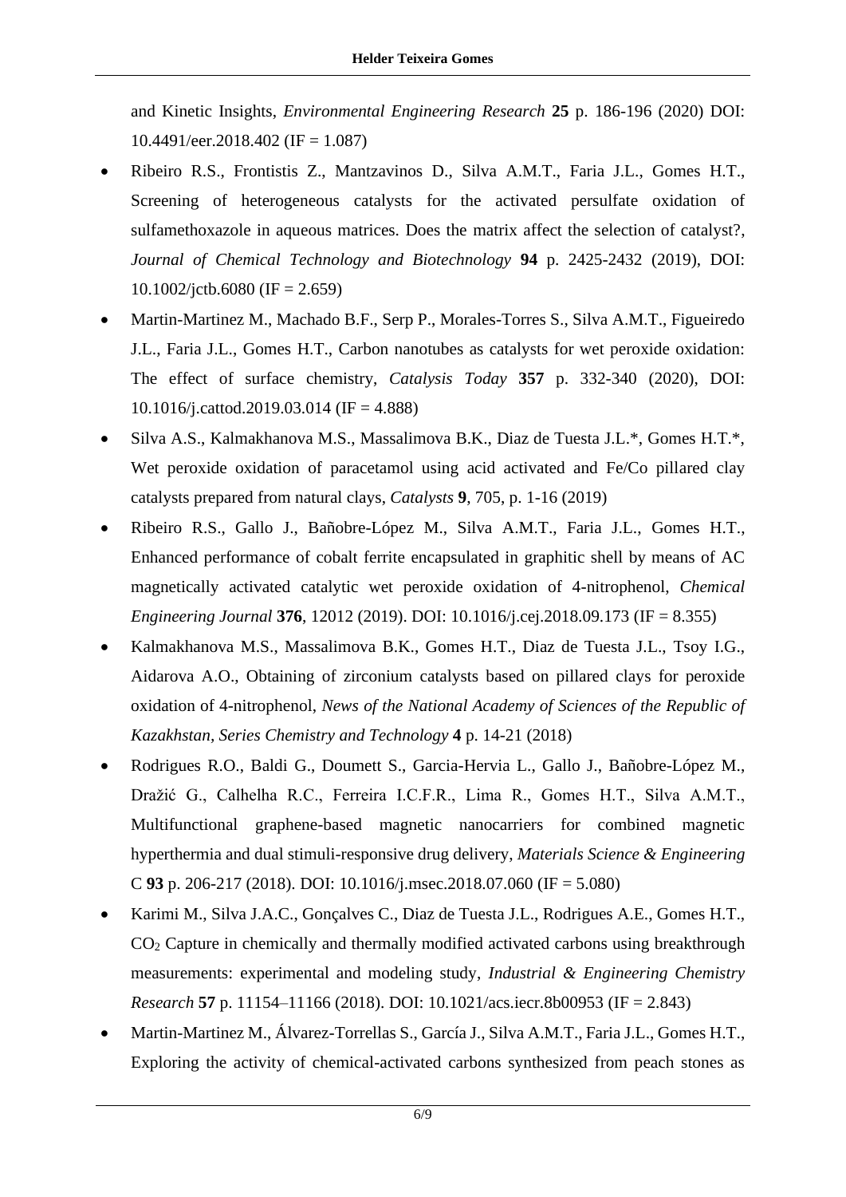and Kinetic Insights, *Environmental Engineering Research* **25** p. 186-196 (2020) DOI: 10.4491/eer.2018.402 (IF = 1.087)

- Ribeiro R.S., Frontistis Z., Mantzavinos D., Silva A.M.T., Faria J.L., Gomes H.T., Screening of heterogeneous catalysts for the activated persulfate oxidation of sulfamethoxazole in aqueous matrices. Does the matrix affect the selection of catalyst?, *Journal of Chemical Technology and Biotechnology* **94** p. 2425-2432 (2019), DOI: 10.1002/jctb.6080 (IF = 2.659)
- Martin-Martinez M., Machado B.F., Serp P., Morales-Torres S., Silva A.M.T., Figueiredo J.L., Faria J.L., Gomes H.T., Carbon nanotubes as catalysts for wet peroxide oxidation: The effect of surface chemistry, *Catalysis Today* **357** p. 332-340 (2020), DOI: 10.1016/j.cattod.2019.03.014 (IF = 4.888)
- Silva A.S., Kalmakhanova M.S., Massalimova B.K., Diaz de Tuesta J.L.*, Gomes H.T.*, Wet peroxide oxidation of paracetamol using acid activated and Fe/Co pillared clay catalysts prepared from natural clays, *Catalysts* **9**, 705, p. 1-16 (2019)
- Ribeiro R.S., Gallo J., Bañobre-López M., Silva A.M.T., Faria J.L., Gomes H.T., Enhanced performance of cobalt ferrite encapsulated in graphitic shell by means of AC magnetically activated catalytic wet peroxide oxidation of 4-nitrophenol, *Chemical Engineering Journal* **376**, 12012 (2019). DOI: 10.1016/j.cej.2018.09.173 (IF = 8.355)
- Kalmakhanova M.S., Massalimova B.K., Gomes H.T., Diaz de Tuesta J.L., Tsoy I.G., Aidarova A.O., Obtaining of zirconium catalysts based on pillared clays for peroxide oxidation of 4-nitrophenol, *News of the National Academy of Sciences of the Republic of Kazakhstan, Series Chemistry and Technology* **4** p. 14-21 (2018)
- Rodrigues R.O., Baldi G., Doumett S., Garcia-Hervia L., Gallo J., Bañobre-López M., Dražić G., Calhelha R.C., Ferreira I.C.F.R., Lima R., Gomes H.T., Silva A.M.T., Multifunctional graphene-based magnetic nanocarriers for combined magnetic hyperthermia and dual stimuli-responsive drug delivery, *Materials Science & Engineering* C **93** p. 206-217 (2018). DOI: 10.1016/j.msec.2018.07.060 (IF = 5.080)
- Karimi M., Silva J.A.C., Gonçalves C., Diaz de Tuesta J.L., Rodrigues A.E., Gomes H.T., $CO_2$ Capture in chemically and thermally modified activated carbons using breakthrough measurements: experimental and modeling study, *Industrial & Engineering Chemistry Research* **57** p. 11154–11166 (2018). DOI: 10.1021/acs.iecr.8b00953 (IF = 2.843)
- Martin-Martinez M., Álvarez-Torrellas S., García J., Silva A.M.T., Faria J.L., Gomes H.T., Exploring the activity of chemical-activated carbons synthesized from peach stones as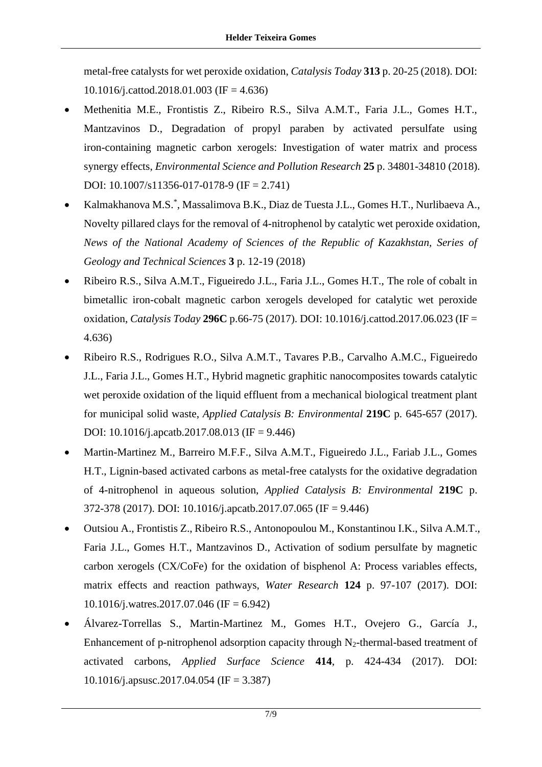metal-free catalysts for wet peroxide oxidation, *Catalysis Today* **313** p. 20-25 (2018). DOI: 10.1016/j.cattod.2018.01.003 (IF = 4.636)

- Methenitia M.E., Frontistis Z., Ribeiro R.S., Silva A.M.T., Faria J.L., Gomes H.T., Mantzavinos D., Degradation of propyl paraben by activated persulfate using iron-containing magnetic carbon xerogels: Investigation of water matrix and process synergy effects, *Environmental Science and Pollution Research* **25** p. 34801-34810 (2018). DOI: 10.1007/s11356-017-0178-9 (IF = 2.741)
- Kalmakhanova M.S.*, Massalimova B.K., Diaz de Tuesta J.L., Gomes H.T., Nurlibaeva A., Novelty pillared clays for the removal of 4-nitrophenol by catalytic wet peroxide oxidation, *News of the National Academy of Sciences of the Republic of Kazakhstan, Series of Geology and Technical Sciences* **3** p. 12-19 (2018)
- Ribeiro R.S., Silva A.M.T., Figueiredo J.L., Faria J.L., Gomes H.T., The role of cobalt in bimetallic iron-cobalt magnetic carbon xerogels developed for catalytic wet peroxide oxidation, *Catalysis Today* **296C** p.66-75 (2017). DOI: 10.1016/j.cattod.2017.06.023 (IF = 4.636)
- Ribeiro R.S., Rodrigues R.O., Silva A.M.T., Tavares P.B., Carvalho A.M.C., Figueiredo J.L., Faria J.L., Gomes H.T., Hybrid magnetic graphitic nanocomposites towards catalytic wet peroxide oxidation of the liquid effluent from a mechanical biological treatment plant for municipal solid waste, *Applied Catalysis B: Environmental* **219C** p. 645-657 (2017). DOI: 10.1016/j.apcatb.2017.08.013 (IF = 9.446)
- Martin-Martinez M., Barreiro M.F.F., Silva A.M.T., Figueiredo J.L., Fariab J.L., Gomes H.T., Lignin-based activated carbons as metal-free catalysts for the oxidative degradation of 4-nitrophenol in aqueous solution, *Applied Catalysis B: Environmental* **219C** p. 372-378 (2017). DOI: 10.1016/j.apcatb.2017.07.065 (IF = 9.446)
- Outsiou A., Frontistis Z., Ribeiro R.S., Antonopoulou M., Konstantinou I.K., Silva A.M.T., Faria J.L., Gomes H.T., Mantzavinos D., Activation of sodium persulfate by magnetic carbon xerogels (CX/CoFe) for the oxidation of bisphenol A: Process variables effects, matrix effects and reaction pathways, *Water Research* **124** p. 97-107 (2017). DOI: 10.1016/j.watres.2017.07.046 (IF = 6.942)
- Álvarez-Torrellas S., Martin-Martinez M., Gomes H.T., Ovejero G., García J., Enhancement of p-nitrophenol adsorption capacity through $N_2$-thermal-based treatment of activated carbons, *Applied Surface Science* **414**, p. 424-434 (2017). DOI: 10.1016/j.apsusc.2017.04.054 (IF = 3.387)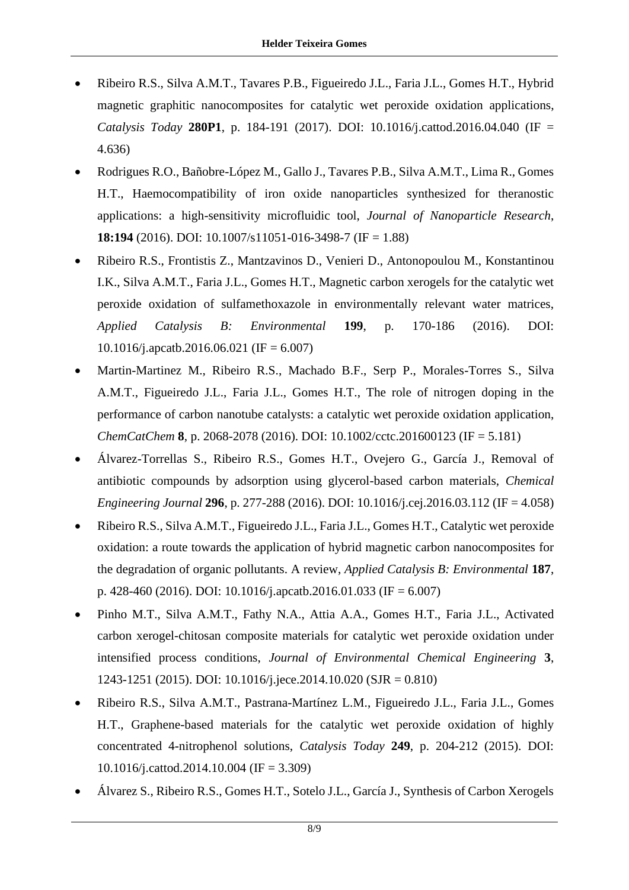- Ribeiro R.S., Silva A.M.T., Tavares P.B., Figueiredo J.L., Faria J.L., Gomes H.T., Hybrid magnetic graphitic nanocomposites for catalytic wet peroxide oxidation applications, *Catalysis Today* **280P1**, p. 184-191 (2017). DOI: 10.1016/j.cattod.2016.04.040 (IF = 4.636)
- Rodrigues R.O., Bañobre-López M., Gallo J., Tavares P.B., Silva A.M.T., Lima R., Gomes H.T., Haemocompatibility of iron oxide nanoparticles synthesized for theranostic applications: a high-sensitivity microfluidic tool, *Journal of Nanoparticle Research*, **18:194** (2016). DOI: 10.1007/s11051-016-3498-7 (IF = 1.88)
- Ribeiro R.S., Frontistis Z., Mantzavinos D., Venieri D., Antonopoulou M., Konstantinou I.K., Silva A.M.T., Faria J.L., Gomes H.T., Magnetic carbon xerogels for the catalytic wet peroxide oxidation of sulfamethoxazole in environmentally relevant water matrices, *Applied Catalysis B: Environmental* **199**, p. 170-186 (2016). DOI: 10.1016/j.apcatb.2016.06.021 (IF = 6.007)
- Martin-Martinez M., Ribeiro R.S., Machado B.F., Serp P., Morales-Torres S., Silva A.M.T., Figueiredo J.L., Faria J.L., Gomes H.T., The role of nitrogen doping in the performance of carbon nanotube catalysts: a catalytic wet peroxide oxidation application, *ChemCatChem* **8**, p. 2068-2078 (2016). DOI: 10.1002/cctc.201600123 (IF = 5.181)
- Álvarez-Torrellas S., Ribeiro R.S., Gomes H.T., Ovejero G., García J., Removal of antibiotic compounds by adsorption using glycerol-based carbon materials, *Chemical Engineering Journal* **296**, p. 277-288 (2016). DOI: 10.1016/j.cej.2016.03.112 (IF = 4.058)
- Ribeiro R.S., Silva A.M.T., Figueiredo J.L., Faria J.L., Gomes H.T., Catalytic wet peroxide oxidation: a route towards the application of hybrid magnetic carbon nanocomposites for the degradation of organic pollutants. A review, *Applied Catalysis B: Environmental* **187**, p. 428-460 (2016). DOI: 10.1016/j.apcatb.2016.01.033 (IF = 6.007)
- Pinho M.T., Silva A.M.T., Fathy N.A., Attia A.A., Gomes H.T., Faria J.L., Activated carbon xerogel-chitosan composite materials for catalytic wet peroxide oxidation under intensified process conditions, *Journal of Environmental Chemical Engineering* **3**, 1243-1251 (2015). DOI: 10.1016/j.jece.2014.10.020 (SJR = 0.810)
- Ribeiro R.S., Silva A.M.T., Pastrana-Martínez L.M., Figueiredo J.L., Faria J.L., Gomes H.T., Graphene-based materials for the catalytic wet peroxide oxidation of highly concentrated 4-nitrophenol solutions, *Catalysis Today* **249**, p. 204-212 (2015). DOI: 10.1016/j.cattod.2014.10.004 (IF = 3.309)
- Álvarez S., Ribeiro R.S., Gomes H.T., Sotelo J.L., García J., Synthesis of Carbon Xerogels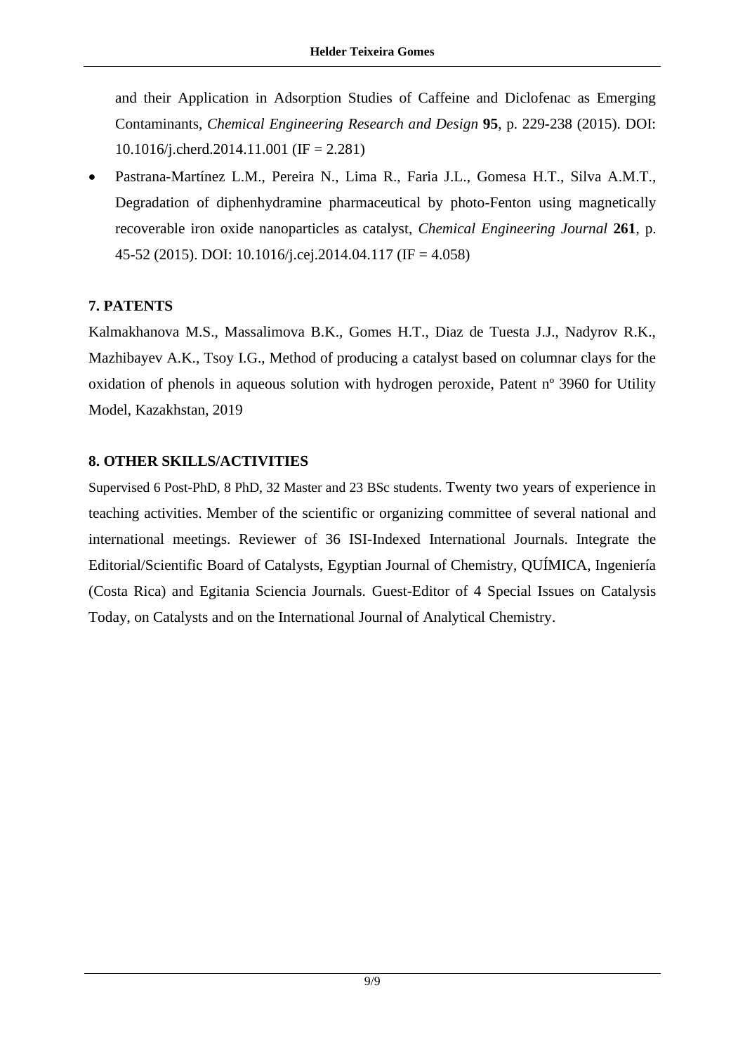and their Application in Adsorption Studies of Caffeine and Diclofenac as Emerging Contaminants, *Chemical Engineering Research and Design* **95**, p. 229-238 (2015). DOI: 10.1016/j.cherd.2014.11.001 (IF = 2.281)

- Pastrana-Martínez L.M., Pereira N., Lima R., Faria J.L., Gomesa H.T., Silva A.M.T., Degradation of diphenhydramine pharmaceutical by photo-Fenton using magnetically recoverable iron oxide nanoparticles as catalyst, *Chemical Engineering Journal* **261**, p. 45-52 (2015). DOI: 10.1016/j.cej.2014.04.117 (IF = 4.058)

## 7. PATENTS

Kalmakhanova M.S., Massalimova B.K., Gomes H.T., Diaz de Tuesta J.J., Nadyrov R.K., Mazhibayev A.K., Tsoy I.G., Method of producing a catalyst based on columnar clays for the oxidation of phenols in aqueous solution with hydrogen peroxide, Patent nº 3960 for Utility Model, Kazakhstan, 2019

## 8. OTHER SKILLS/ACTIVITIES

Supervised 6 Post-PhD, 8 PhD, 32 Master and 23 BSc students. Twenty two years of experience in teaching activities. Member of the scientific or organizing committee of several national and international meetings. Reviewer of 36 ISI-Indexed International Journals. Integrate the Editorial/Scientific Board of Catalysts, Egyptian Journal of Chemistry, QUÍMICA, Ingeniería (Costa Rica) and Egitania Sciencia Journals. Guest-Editor of 4 Special Issues on Catalysis Today, on Catalysts and on the International Journal of Analytical Chemistry.